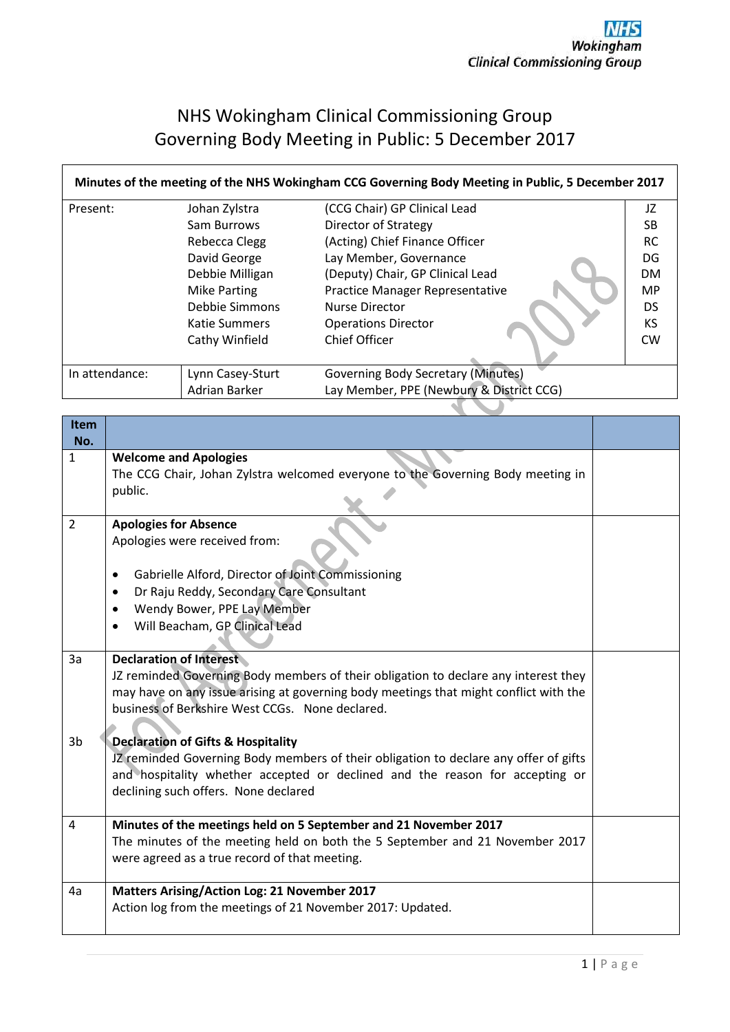NHS Wokingham Clinical Commissioning Group

# NHS Wokingham Clinical Commissioning Group
# Governing Body Meeting in Public: 5 December 2017

**Minutes of the meeting of the NHS Wokingham CCG Governing Body Meeting in Public, 5 December 2017**

| | | | |
|---|---|---|---|
| Present: | Johan Zylstra | (CCG Chair) GP Clinical Lead | JZ |
| | Sam Burrows | Director of Strategy | SB |
| | Rebecca Clegg | (Acting) Chief Finance Officer | RC |
| | David George | Lay Member, Governance | DG |
| | Debbie Milligan | (Deputy) Chair, GP Clinical Lead | DM |
| | Mike Parting | Practice Manager Representative | MP |
| | Debbie Simmons | Nurse Director | DS |
| | Katie Summers | Operations Director | KS |
| | Cathy Winfield | Chief Officer | CW |
| In attendance: | Lynn Casey-Sturt | Governing Body Secretary (Minutes) | |
| | Adrian Barker | Lay Member, PPE (Newbury & District CCG) | |

| Item No. | | |
|---|---|---|
| 1 | **Welcome and Apologies**<br>The CCG Chair, Johan Zylstra welcomed everyone to the Governing Body meeting in public. | |
| 2 | **Apologies for Absence**<br>Apologies were received from:<br>• Gabrielle Alford, Director of Joint Commissioning<br>• Dr Raju Reddy, Secondary Care Consultant<br>• Wendy Bower, PPE Lay Member<br>• Will Beacham, GP Clinical Lead | |
| 3a | **Declaration of Interest**<br>JZ reminded Governing Body members of their obligation to declare any interest they may have on any issue arising at governing body meetings that might conflict with the business of Berkshire West CCGs. None declared. | |
| 3b | **Declaration of Gifts & Hospitality**<br>JZ reminded Governing Body members of their obligation to declare any offer of gifts and hospitality whether accepted or declined and the reason for accepting or declining such offers. None declared | |
| 4 | **Minutes of the meetings held on 5 September and 21 November 2017**<br>The minutes of the meeting held on both the 5 September and 21 November 2017 were agreed as a true record of that meeting. | |
| 4a | **Matters Arising/Action Log: 21 November 2017**<br>Action log from the meetings of 21 November 2017: Updated. | |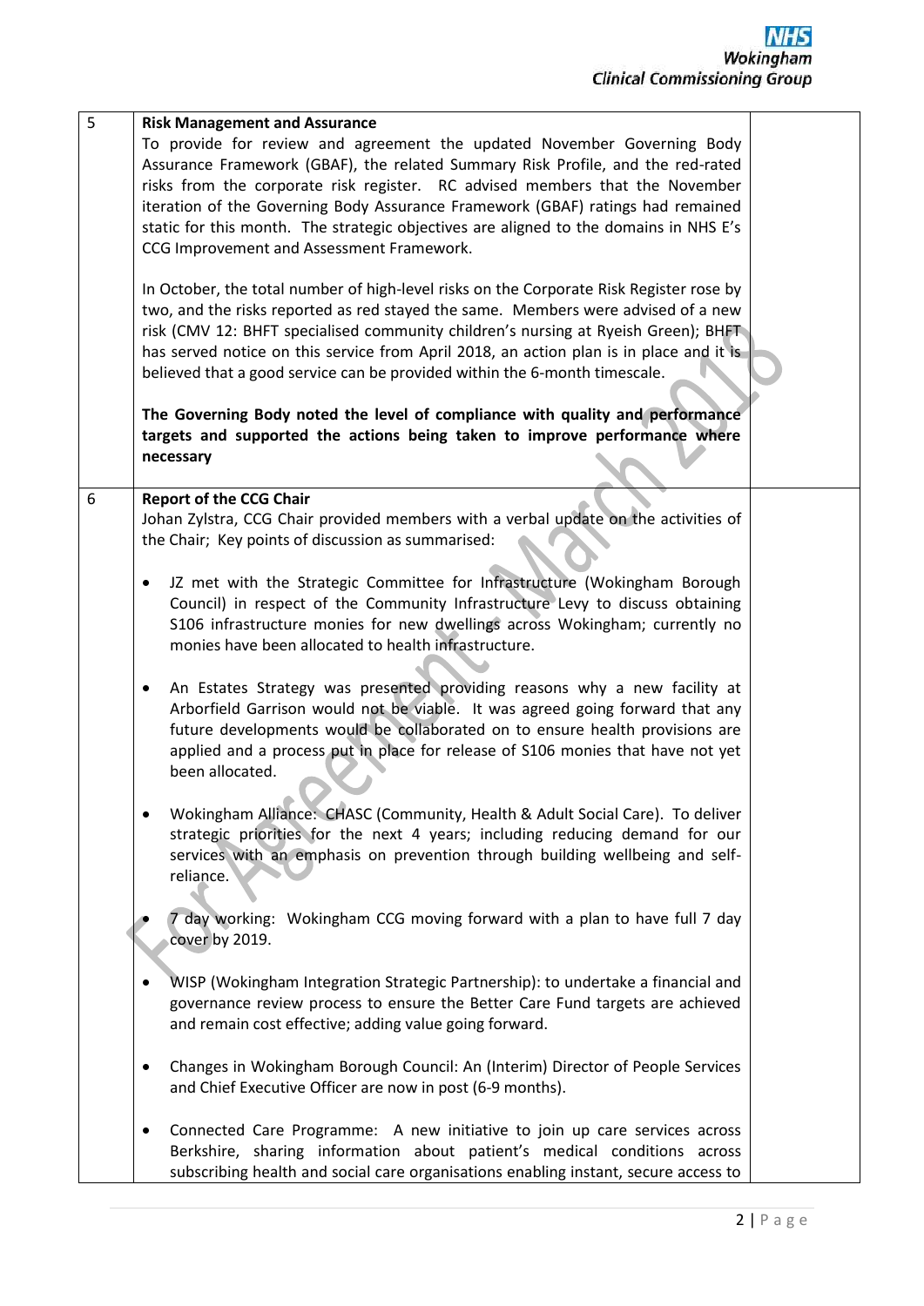| | | |
|---|---|---|
| 5 | **Risk Management and Assurance**<br>To provide for review and agreement the updated November Governing Body Assurance Framework (GBAF), the related Summary Risk Profile, and the red-rated risks from the corporate risk register. RC advised members that the November iteration of the Governing Body Assurance Framework (GBAF) ratings had remained static for this month. The strategic objectives are aligned to the domains in NHS E's CCG Improvement and Assessment Framework.<br><br>In October, the total number of high-level risks on the Corporate Risk Register rose by two, and the risks reported as red stayed the same. Members were advised of a new risk (CMV 12: BHFT specialised community children's nursing at Ryeish Green); BHFT has served notice on this service from April 2018, an action plan is in place and it is believed that a good service can be provided within the 6-month timescale.<br><br>**The Governing Body noted the level of compliance with quality and performance targets and supported the actions being taken to improve performance where necessary** | |
| 6 | **Report of the CCG Chair**<br>Johan Zylstra, CCG Chair provided members with a verbal update on the activities of the Chair; Key points of discussion as summarised:<br><br>• JZ met with the Strategic Committee for Infrastructure (Wokingham Borough Council) in respect of the Community Infrastructure Levy to discuss obtaining S106 infrastructure monies for new dwellings across Wokingham; currently no monies have been allocated to health infrastructure.<br><br>• An Estates Strategy was presented providing reasons why a new facility at Arborfield Garrison would not be viable. It was agreed going forward that any future developments would be collaborated on to ensure health provisions are applied and a process put in place for release of S106 monies that have not yet been allocated.<br><br>• Wokingham Alliance: CHASC (Community, Health & Adult Social Care). To deliver strategic priorities for the next 4 years; including reducing demand for our services with an emphasis on prevention through building wellbeing and self-reliance.<br><br>• 7 day working: Wokingham CCG moving forward with a plan to have full 7 day cover by 2019.<br><br>• WISP (Wokingham Integration Strategic Partnership): to undertake a financial and governance review process to ensure the Better Care Fund targets are achieved and remain cost effective; adding value going forward.<br><br>• Changes in Wokingham Borough Council: An (Interim) Director of People Services and Chief Executive Officer are now in post (6-9 months).<br><br>• Connected Care Programme: A new initiative to join up care services across Berkshire, sharing information about patient's medical conditions across subscribing health and social care organisations enabling instant, secure access to | |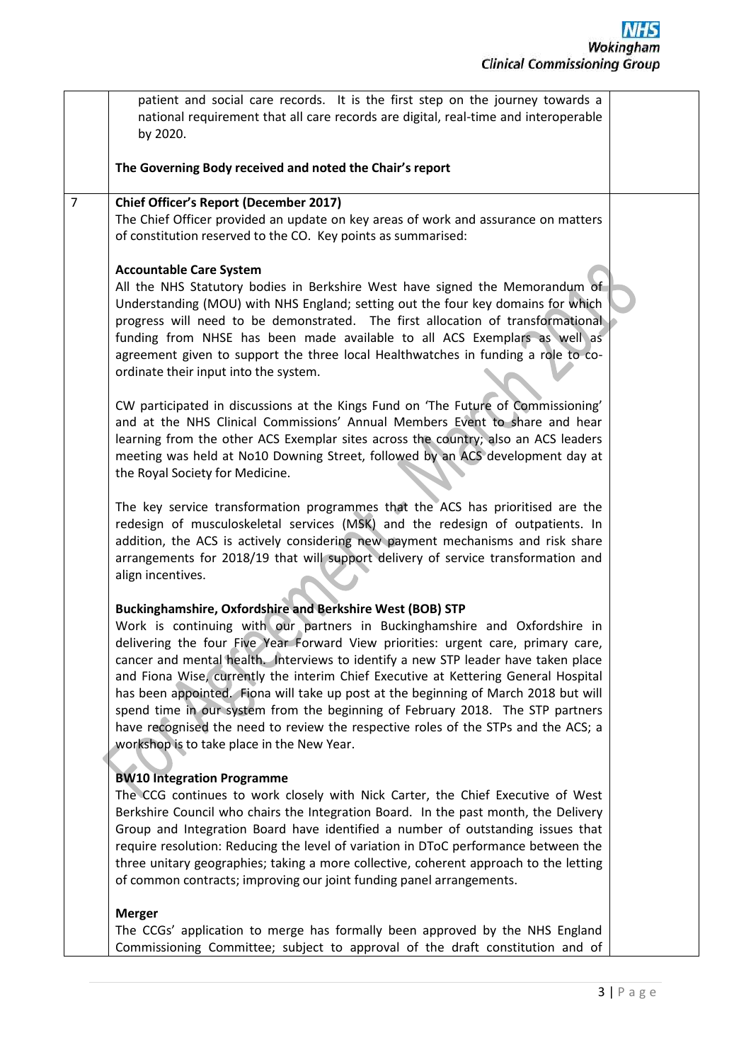| | | |
|---|---|---|
| | patient and social care records. It is the first step on the journey towards a national requirement that all care records are digital, real-time and interoperable by 2020.<br><br>**The Governing Body received and noted the Chair's report** | |
| 7 | **Chief Officer's Report (December 2017)**<br>The Chief Officer provided an update on key areas of work and assurance on matters of constitution reserved to the CO. Key points as summarised:<br><br>**Accountable Care System**<br>All the NHS Statutory bodies in Berkshire West have signed the Memorandum of Understanding (MOU) with NHS England; setting out the four key domains for which progress will need to be demonstrated. The first allocation of transformational funding from NHSE has been made available to all ACS Exemplars as well as agreement given to support the three local Healthwatches in funding a role to co-ordinate their input into the system.<br><br>CW participated in discussions at the Kings Fund on 'The Future of Commissioning' and at the NHS Clinical Commissions' Annual Members Event to share and hear learning from the other ACS Exemplar sites across the country; also an ACS leaders meeting was held at No10 Downing Street, followed by an ACS development day at the Royal Society for Medicine.<br><br>The key service transformation programmes that the ACS has prioritised are the redesign of musculoskeletal services (MSK) and the redesign of outpatients. In addition, the ACS is actively considering new payment mechanisms and risk share arrangements for 2018/19 that will support delivery of service transformation and align incentives.<br><br>**Buckinghamshire, Oxfordshire and Berkshire West (BOB) STP**<br>Work is continuing with our partners in Buckinghamshire and Oxfordshire in delivering the four Five Year Forward View priorities: urgent care, primary care, cancer and mental health. Interviews to identify a new STP leader have taken place and Fiona Wise, currently the interim Chief Executive at Kettering General Hospital has been appointed. Fiona will take up post at the beginning of March 2018 but will spend time in our system from the beginning of February 2018. The STP partners have recognised the need to review the respective roles of the STPs and the ACS; a workshop is to take place in the New Year.<br><br>**BW10 Integration Programme**<br>The CCG continues to work closely with Nick Carter, the Chief Executive of West Berkshire Council who chairs the Integration Board. In the past month, the Delivery Group and Integration Board have identified a number of outstanding issues that require resolution: Reducing the level of variation in DToC performance between the three unitary geographies; taking a more collective, coherent approach to the letting of common contracts; improving our joint funding panel arrangements.<br><br>**Merger**<br>The CCGs' application to merge has formally been approved by the NHS England Commissioning Committee; subject to approval of the draft constitution and of | |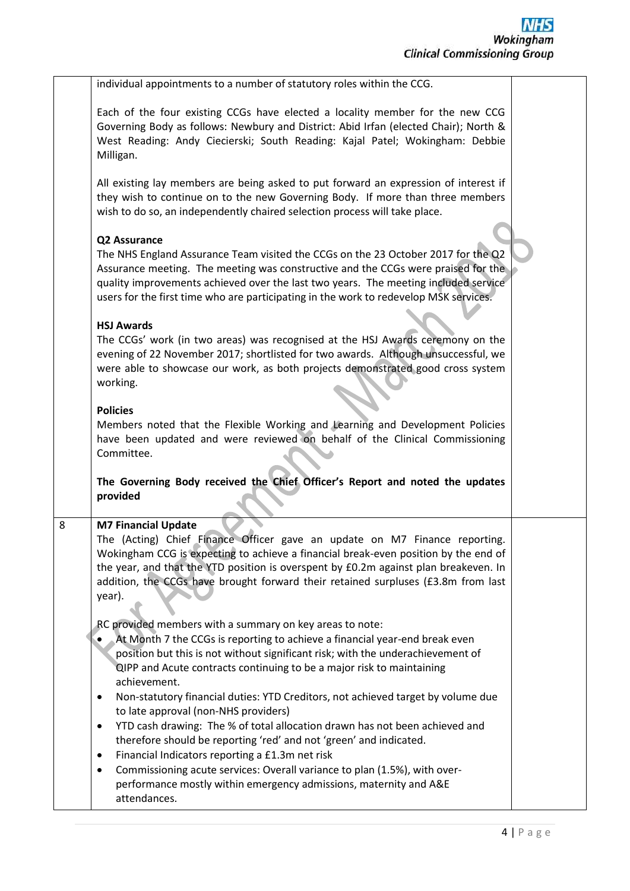| | | |
|---|---|---|
| | individual appointments to a number of statutory roles within the CCG.<br><br>Each of the four existing CCGs have elected a locality member for the new CCG Governing Body as follows: Newbury and District: Abid Irfan (elected Chair); North & West Reading: Andy Ciecierski; South Reading: Kajal Patel; Wokingham: Debbie Milligan.<br><br>All existing lay members are being asked to put forward an expression of interest if they wish to continue on to the new Governing Body. If more than three members wish to do so, an independently chaired selection process will take place.<br><br>**Q2 Assurance**<br>The NHS England Assurance Team visited the CCGs on the 23 October 2017 for the Q2 Assurance meeting. The meeting was constructive and the CCGs were praised for the quality improvements achieved over the last two years. The meeting included service users for the first time who are participating in the work to redevelop MSK services.<br><br>**HSJ Awards**<br>The CCGs' work (in two areas) was recognised at the HSJ Awards ceremony on the evening of 22 November 2017; shortlisted for two awards. Although unsuccessful, we were able to showcase our work, as both projects demonstrated good cross system working.<br><br>**Policies**<br>Members noted that the Flexible Working and Learning and Development Policies have been updated and were reviewed on behalf of the Clinical Commissioning Committee.<br><br>**The Governing Body received the Chief Officer's Report and noted the updates provided** | |
| 8 | **M7 Financial Update**<br>The (Acting) Chief Finance Officer gave an update on M7 Finance reporting. Wokingham CCG is expecting to achieve a financial break-even position by the end of the year, and that the YTD position is overspent by £0.2m against plan breakeven. In addition, the CCGs have brought forward their retained surpluses (£3.8m from last year).<br><br>RC provided members with a summary on key areas to note:<br>• At Month 7 the CCGs is reporting to achieve a financial year-end break even position but this is not without significant risk; with the underachievement of QIPP and Acute contracts continuing to be a major risk to maintaining achievement.<br>• Non-statutory financial duties: YTD Creditors, not achieved target by volume due to late approval (non-NHS providers)<br>• YTD cash drawing: The % of total allocation drawn has not been achieved and therefore should be reporting 'red' and not 'green' and indicated.<br>• Financial Indicators reporting a £1.3m net risk<br>• Commissioning acute services: Overall variance to plan (1.5%), with over-performance mostly within emergency admissions, maternity and A&E attendances. | |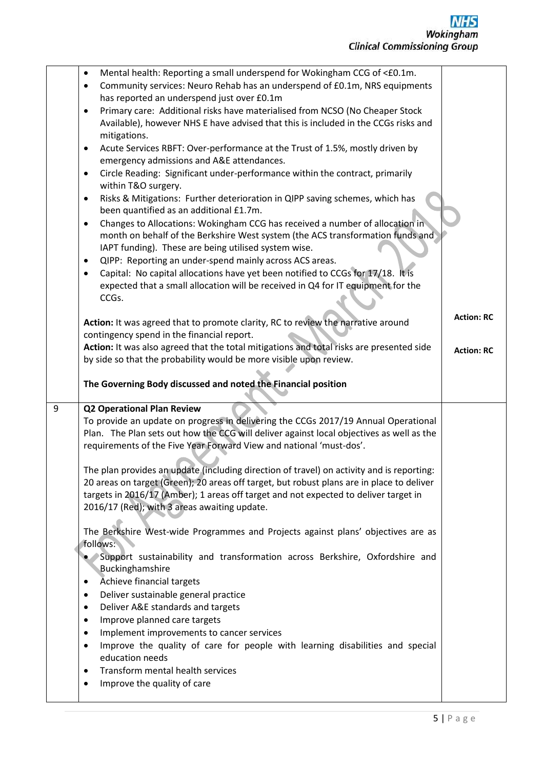| | | |
|---|---|---|
| | • Mental health: Reporting a small underspend for Wokingham CCG of <£0.1m.<br>• Community services: Neuro Rehab has an underspend of £0.1m, NRS equipments has reported an underspend just over £0.1m<br>• Primary care: Additional risks have materialised from NCSO (No Cheaper Stock Available), however NHS E have advised that this is included in the CCGs risks and mitigations.<br>• Acute Services RBFT: Over-performance at the Trust of 1.5%, mostly driven by emergency admissions and A&E attendances.<br>• Circle Reading: Significant under-performance within the contract, primarily within T&O surgery.<br>• Risks & Mitigations: Further deterioration in QIPP saving schemes, which has been quantified as an additional £1.7m.<br>• Changes to Allocations: Wokingham CCG has received a number of allocation in month on behalf of the Berkshire West system (the ACS transformation funds and IAPT funding). These are being utilised system wise.<br>• QIPP: Reporting an under-spend mainly across ACS areas.<br>• Capital: No capital allocations have yet been notified to CCGs for 17/18. It is expected that a small allocation will be received in Q4 for IT equipment for the CCGs.<br><br>**Action:** It was agreed that to promote clarity, RC to review the narrative around contingency spend in the financial report.<br>**Action:** It was also agreed that the total mitigations and total risks are presented side by side so that the probability would be more visible upon review.<br><br>**The Governing Body discussed and noted the Financial position** | **Action: RC**<br><br>**Action: RC** |
| 9 | **Q2 Operational Plan Review**<br>To provide an update on progress in delivering the CCGs 2017/19 Annual Operational Plan. The Plan sets out how the CCG will deliver against local objectives as well as the requirements of the Five Year Forward View and national 'must-dos'.<br><br>The plan provides an update (including direction of travel) on activity and is reporting: 20 areas on target (Green); 20 areas off target, but robust plans are in place to deliver targets in 2016/17 (Amber); 1 areas off target and not expected to deliver target in 2016/17 (Red); with 3 areas awaiting update.<br><br>The Berkshire West-wide Programmes and Projects against plans' objectives are as follows:<br>• Support sustainability and transformation across Berkshire, Oxfordshire and Buckinghamshire<br>• Achieve financial targets<br>• Deliver sustainable general practice<br>• Deliver A&E standards and targets<br>• Improve planned care targets<br>• Implement improvements to cancer services<br>• Improve the quality of care for people with learning disabilities and special education needs<br>• Transform mental health services<br>• Improve the quality of care | |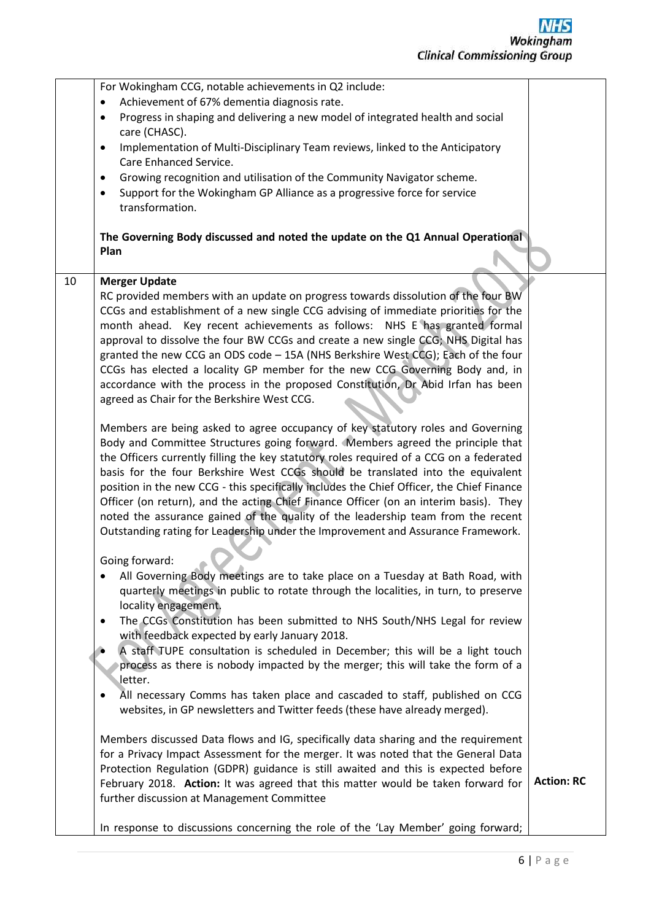| | | |
|---|---|---|
| | For Wokingham CCG, notable achievements in Q2 include:<br>• Achievement of 67% dementia diagnosis rate.<br>• Progress in shaping and delivering a new model of integrated health and social care (CHASC).<br>• Implementation of Multi-Disciplinary Team reviews, linked to the Anticipatory Care Enhanced Service.<br>• Growing recognition and utilisation of the Community Navigator scheme.<br>• Support for the Wokingham GP Alliance as a progressive force for service transformation.<br><br>**The Governing Body discussed and noted the update on the Q1 Annual Operational Plan** | |
| 10 | **Merger Update**<br>RC provided members with an update on progress towards dissolution of the four BW CCGs and establishment of a new single CCG advising of immediate priorities for the month ahead. Key recent achievements as follows: NHS E has granted formal approval to dissolve the four BW CCGs and create a new single CCG; NHS Digital has granted the new CCG an ODS code – 15A (NHS Berkshire West CCG); Each of the four CCGs has elected a locality GP member for the new CCG Governing Body and, in accordance with the process in the proposed Constitution, Dr Abid Irfan has been agreed as Chair for the Berkshire West CCG.<br><br>Members are being asked to agree occupancy of key statutory roles and Governing Body and Committee Structures going forward. Members agreed the principle that the Officers currently filling the key statutory roles required of a CCG on a federated basis for the four Berkshire West CCGs should be translated into the equivalent position in the new CCG - this specifically includes the Chief Officer, the Chief Finance Officer (on return), and the acting Chief Finance Officer (on an interim basis). They noted the assurance gained of the quality of the leadership team from the recent Outstanding rating for Leadership under the Improvement and Assurance Framework.<br><br>Going forward:<br>• All Governing Body meetings are to take place on a Tuesday at Bath Road, with quarterly meetings in public to rotate through the localities, in turn, to preserve locality engagement.<br>• The CCGs Constitution has been submitted to NHS South/NHS Legal for review with feedback expected by early January 2018.<br>• A staff TUPE consultation is scheduled in December; this will be a light touch process as there is nobody impacted by the merger; this will take the form of a letter.<br>• All necessary Comms has taken place and cascaded to staff, published on CCG websites, in GP newsletters and Twitter feeds (these have already merged).<br><br>Members discussed Data flows and IG, specifically data sharing and the requirement for a Privacy Impact Assessment for the merger. It was noted that the General Data Protection Regulation (GDPR) guidance is still awaited and this is expected before February 2018. **Action:** It was agreed that this matter would be taken forward for further discussion at Management Committee<br><br>In response to discussions concerning the role of the 'Lay Member' going forward; | **Action: RC** |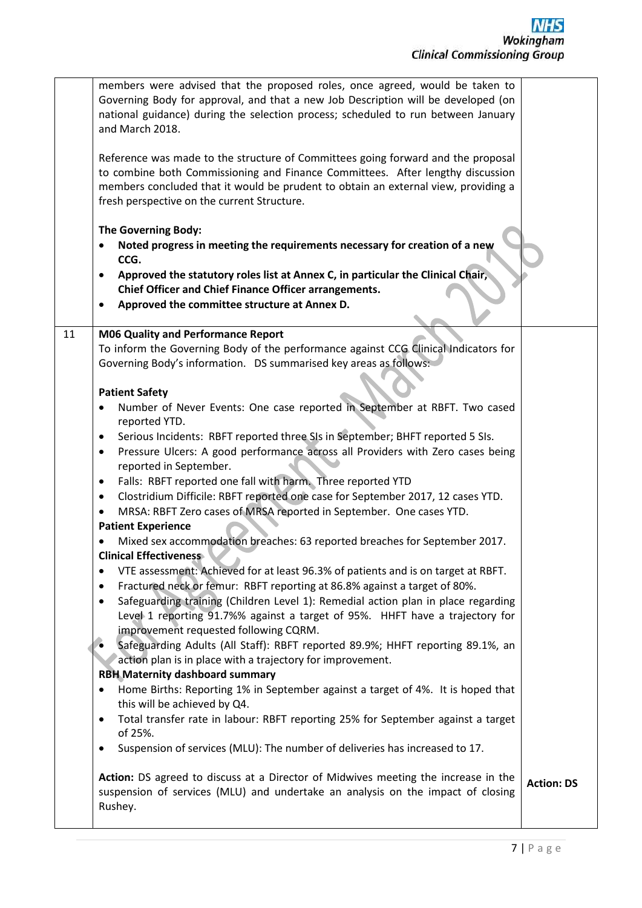| | | |
|---|---|---|
| | members were advised that the proposed roles, once agreed, would be taken to Governing Body for approval, and that a new Job Description will be developed (on national guidance) during the selection process; scheduled to run between January and March 2018.<br><br>Reference was made to the structure of Committees going forward and the proposal to combine both Commissioning and Finance Committees. After lengthy discussion members concluded that it would be prudent to obtain an external view, providing a fresh perspective on the current Structure.<br><br>**The Governing Body:**<br>• **Noted progress in meeting the requirements necessary for creation of a new CCG.**<br>• **Approved the statutory roles list at Annex C, in particular the Clinical Chair, Chief Officer and Chief Finance Officer arrangements.**<br>• **Approved the committee structure at Annex D.** | |
| 11 | **M06 Quality and Performance Report**<br>To inform the Governing Body of the performance against CCG Clinical Indicators for Governing Body's information. DS summarised key areas as follows:<br><br>**Patient Safety**<br>• Number of Never Events: One case reported in September at RBFT. Two cased reported YTD.<br>• Serious Incidents: RBFT reported three SIs in September; BHFT reported 5 SIs.<br>• Pressure Ulcers: A good performance across all Providers with Zero cases being reported in September.<br>• Falls: RBFT reported one fall with harm. Three reported YTD<br>• Clostridium Difficile: RBFT reported one case for September 2017, 12 cases YTD.<br>• MRSA: RBFT Zero cases of MRSA reported in September. One cases YTD.<br>**Patient Experience**<br>• Mixed sex accommodation breaches: 63 reported breaches for September 2017.<br>**Clinical Effectiveness**<br>• VTE assessment: Achieved for at least 96.3% of patients and is on target at RBFT.<br>• Fractured neck or femur: RBFT reporting at 86.8% against a target of 80%.<br>• Safeguarding training (Children Level 1): Remedial action plan in place regarding Level 1 reporting 91.7%% against a target of 95%. HHFT have a trajectory for improvement requested following CQRM.<br>• Safeguarding Adults (All Staff): RBFT reported 89.9%; HHFT reporting 89.1%, an action plan is in place with a trajectory for improvement.<br>**RBH Maternity dashboard summary**<br>• Home Births: Reporting 1% in September against a target of 4%. It is hoped that this will be achieved by Q4.<br>• Total transfer rate in labour: RBFT reporting 25% for September against a target of 25%.<br>• Suspension of services (MLU): The number of deliveries has increased to 17.<br><br>**Action:** DS agreed to discuss at a Director of Midwives meeting the increase in the suspension of services (MLU) and undertake an analysis on the impact of closing Rushey. | **Action: DS** |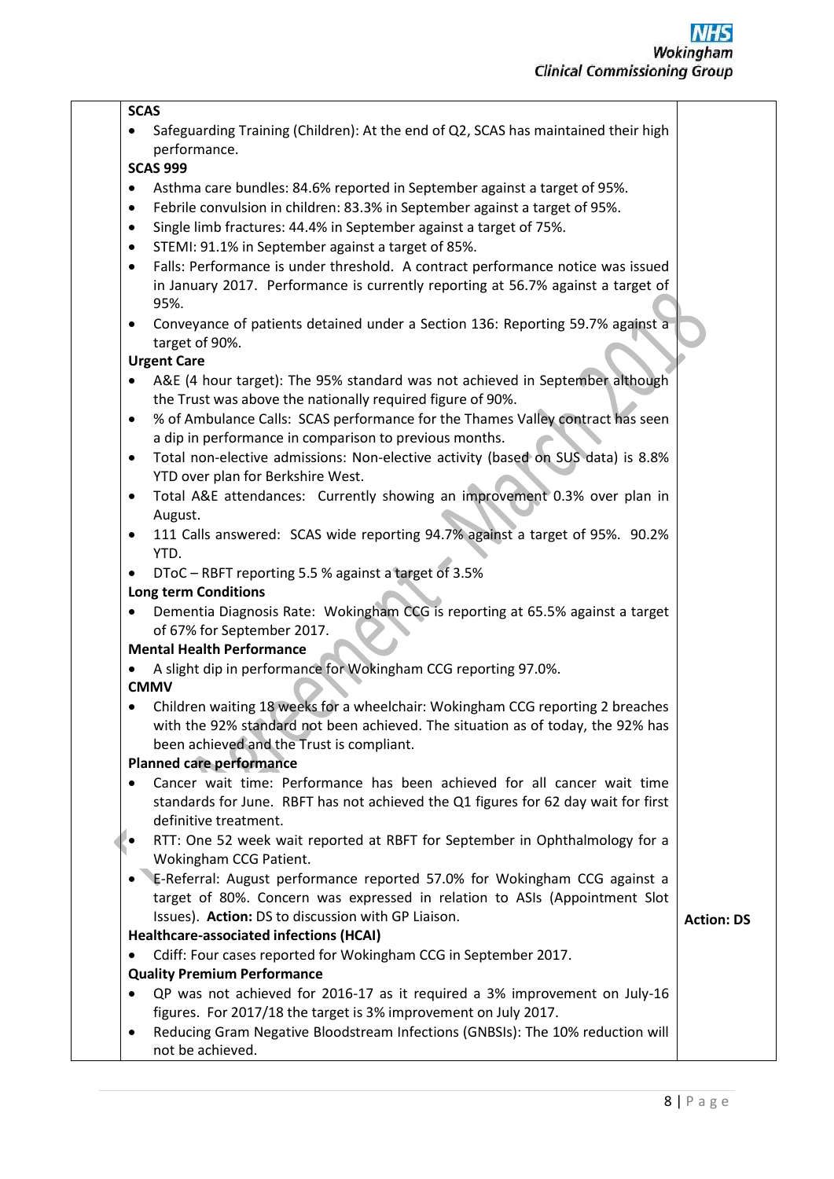| | | |
|---|---|---|
| | **SCAS**<br>• Safeguarding Training (Children): At the end of Q2, SCAS has maintained their high performance.<br>**SCAS 999**<br>• Asthma care bundles: 84.6% reported in September against a target of 95%.<br>• Febrile convulsion in children: 83.3% in September against a target of 95%.<br>• Single limb fractures: 44.4% in September against a target of 75%.<br>• STEMI: 91.1% in September against a target of 85%.<br>• Falls: Performance is under threshold. A contract performance notice was issued in January 2017. Performance is currently reporting at 56.7% against a target of 95%.<br>• Conveyance of patients detained under a Section 136: Reporting 59.7% against a target of 90%.<br>**Urgent Care**<br>• A&E (4 hour target): The 95% standard was not achieved in September although the Trust was above the nationally required figure of 90%.<br>• % of Ambulance Calls: SCAS performance for the Thames Valley contract has seen a dip in performance in comparison to previous months.<br>• Total non-elective admissions: Non-elective activity (based on SUS data) is 8.8% YTD over plan for Berkshire West.<br>• Total A&E attendances: Currently showing an improvement 0.3% over plan in August.<br>• 111 Calls answered: SCAS wide reporting 94.7% against a target of 95%. 90.2% YTD.<br>• DToC – RBFT reporting 5.5 % against a target of 3.5%<br>**Long term Conditions**<br>• Dementia Diagnosis Rate: Wokingham CCG is reporting at 65.5% against a target of 67% for September 2017.<br>**Mental Health Performance**<br>• A slight dip in performance for Wokingham CCG reporting 97.0%.<br>**CMMV**<br>• Children waiting 18 weeks for a wheelchair: Wokingham CCG reporting 2 breaches with the 92% standard not been achieved. The situation as of today, the 92% has been achieved and the Trust is compliant.<br>**Planned care performance**<br>• Cancer wait time: Performance has been achieved for all cancer wait time standards for June. RBFT has not achieved the Q1 figures for 62 day wait for first definitive treatment.<br>• RTT: One 52 week wait reported at RBFT for September in Ophthalmology for a Wokingham CCG Patient.<br>• E-Referral: August performance reported 57.0% for Wokingham CCG against a target of 80%. Concern was expressed in relation to ASIs (Appointment Slot Issues). **Action:** DS to discussion with GP Liaison.<br>**Healthcare-associated infections (HCAI)**<br>• Cdiff: Four cases reported for Wokingham CCG in September 2017.<br>**Quality Premium Performance**<br>• QP was not achieved for 2016-17 as it required a 3% improvement on July-16 figures. For 2017/18 the target is 3% improvement on July 2017.<br>• Reducing Gram Negative Bloodstream Infections (GNBSIs): The 10% reduction will not be achieved. | **Action: DS** |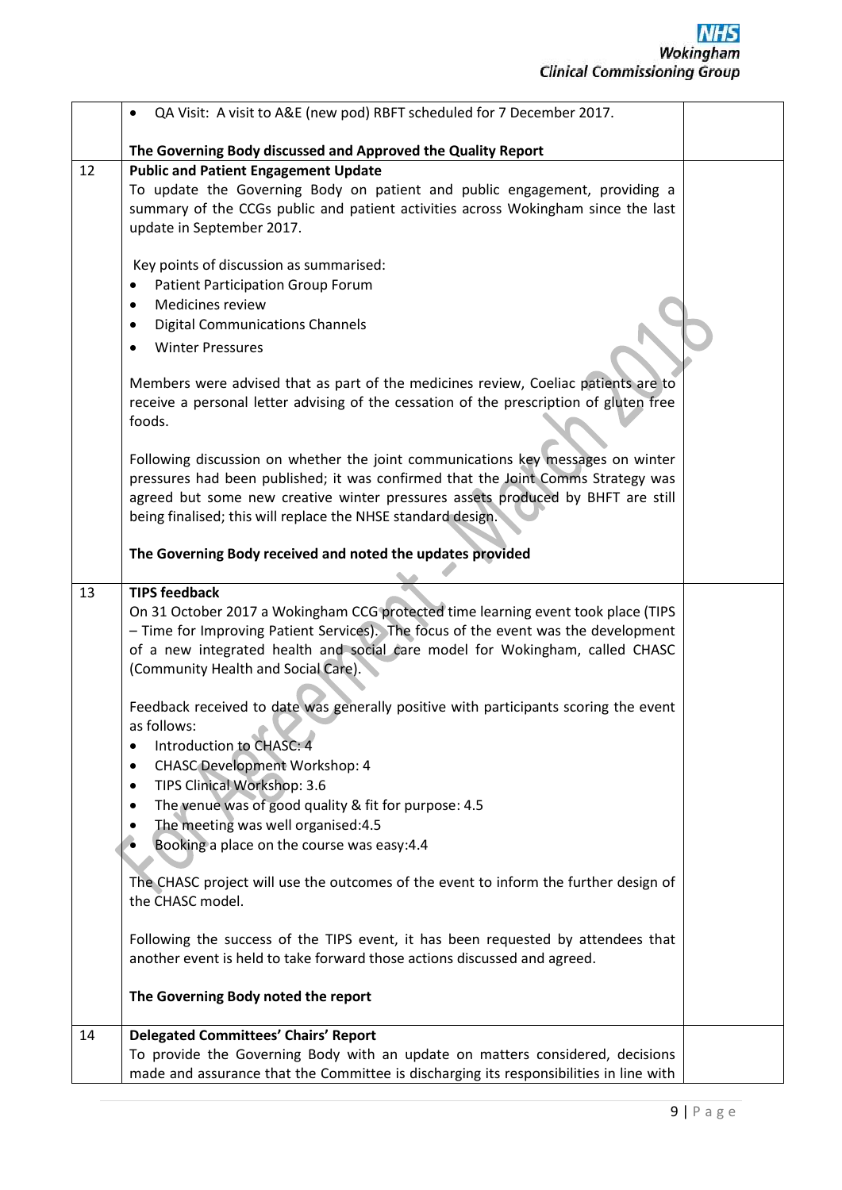| | | |
|---|---|---|
| | • QA Visit: A visit to A&E (new pod) RBFT scheduled for 7 December 2017.<br><br>**The Governing Body discussed and Approved the Quality Report** | |
| 12 | **Public and Patient Engagement Update**<br>To update the Governing Body on patient and public engagement, providing a summary of the CCGs public and patient activities across Wokingham since the last update in September 2017.<br><br>Key points of discussion as summarised:<br>• Patient Participation Group Forum<br>• Medicines review<br>• Digital Communications Channels<br>• Winter Pressures<br><br>Members were advised that as part of the medicines review, Coeliac patients are to receive a personal letter advising of the cessation of the prescription of gluten free foods.<br><br>Following discussion on whether the joint communications key messages on winter pressures had been published; it was confirmed that the Joint Comms Strategy was agreed but some new creative winter pressures assets produced by BHFT are still being finalised; this will replace the NHSE standard design.<br><br>**The Governing Body received and noted the updates provided** | |
| 13 | **TIPS feedback**<br>On 31 October 2017 a Wokingham CCG protected time learning event took place (TIPS – Time for Improving Patient Services). The focus of the event was the development of a new integrated health and social care model for Wokingham, called CHASC (Community Health and Social Care).<br><br>Feedback received to date was generally positive with participants scoring the event as follows:<br>• Introduction to CHASC: 4<br>• CHASC Development Workshop: 4<br>• TIPS Clinical Workshop: 3.6<br>• The venue was of good quality & fit for purpose: 4.5<br>• The meeting was well organised:4.5<br>• Booking a place on the course was easy:4.4<br><br>The CHASC project will use the outcomes of the event to inform the further design of the CHASC model.<br><br>Following the success of the TIPS event, it has been requested by attendees that another event is held to take forward those actions discussed and agreed.<br><br>**The Governing Body noted the report** | |
| 14 | **Delegated Committees' Chairs' Report**<br>To provide the Governing Body with an update on matters considered, decisions made and assurance that the Committee is discharging its responsibilities in line with | |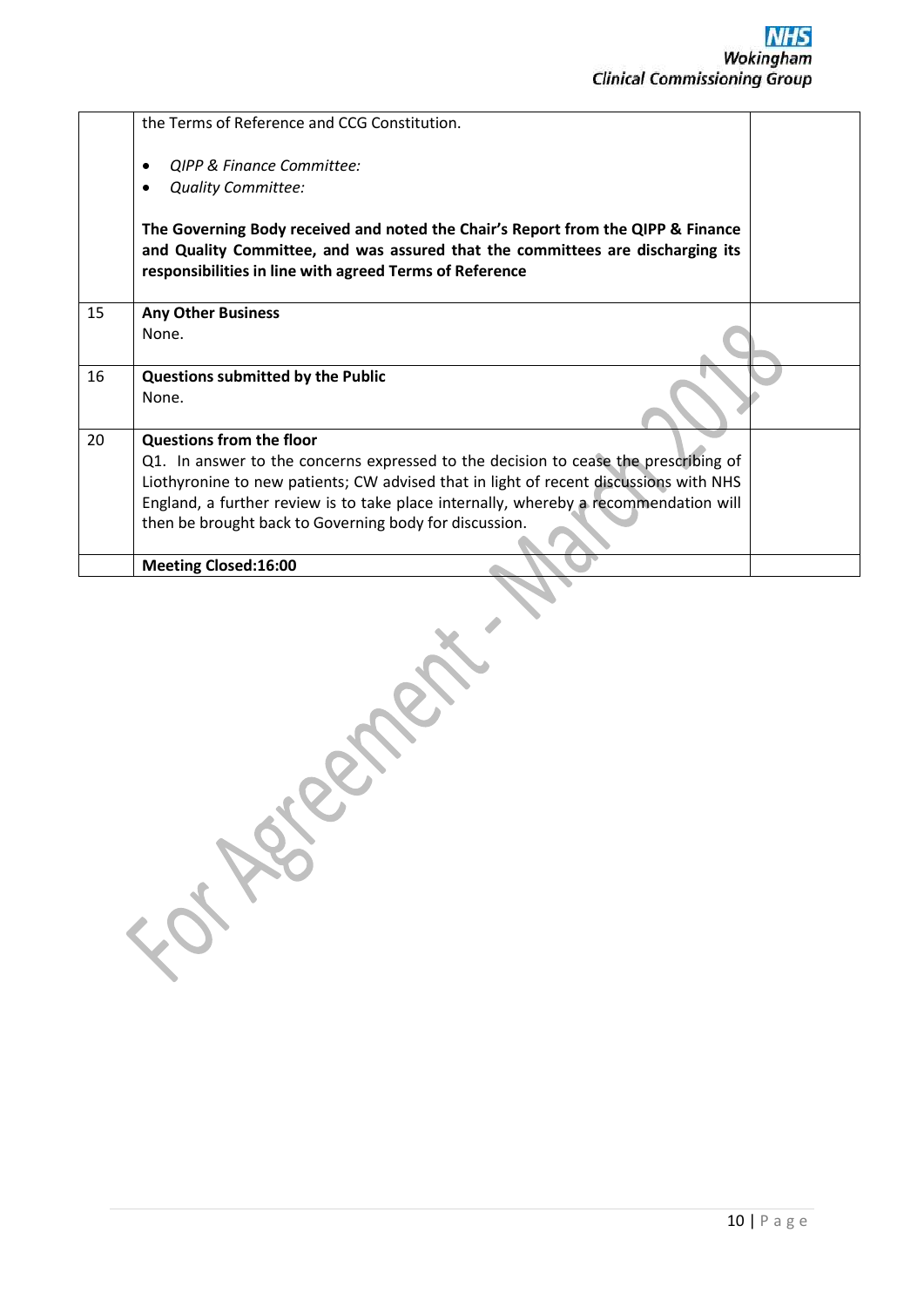| | | |
|---|---|---|
| | the Terms of Reference and CCG Constitution.<br><br>• *QIPP & Finance Committee:*<br>• *Quality Committee:*<br><br>**The Governing Body received and noted the Chair's Report from the QIPP & Finance and Quality Committee, and was assured that the committees are discharging its responsibilities in line with agreed Terms of Reference** | |
| 15 | **Any Other Business**<br>None. | |
| 16 | **Questions submitted by the Public**<br>None. | |
| 20 | **Questions from the floor**<br>Q1. In answer to the concerns expressed to the decision to cease the prescribing of Liothyronine to new patients; CW advised that in light of recent discussions with NHS England, a further review is to take place internally, whereby a recommendation will then be brought back to Governing body for discussion. | |
| | **Meeting Closed:16:00** | |

For Agreement - March 2018